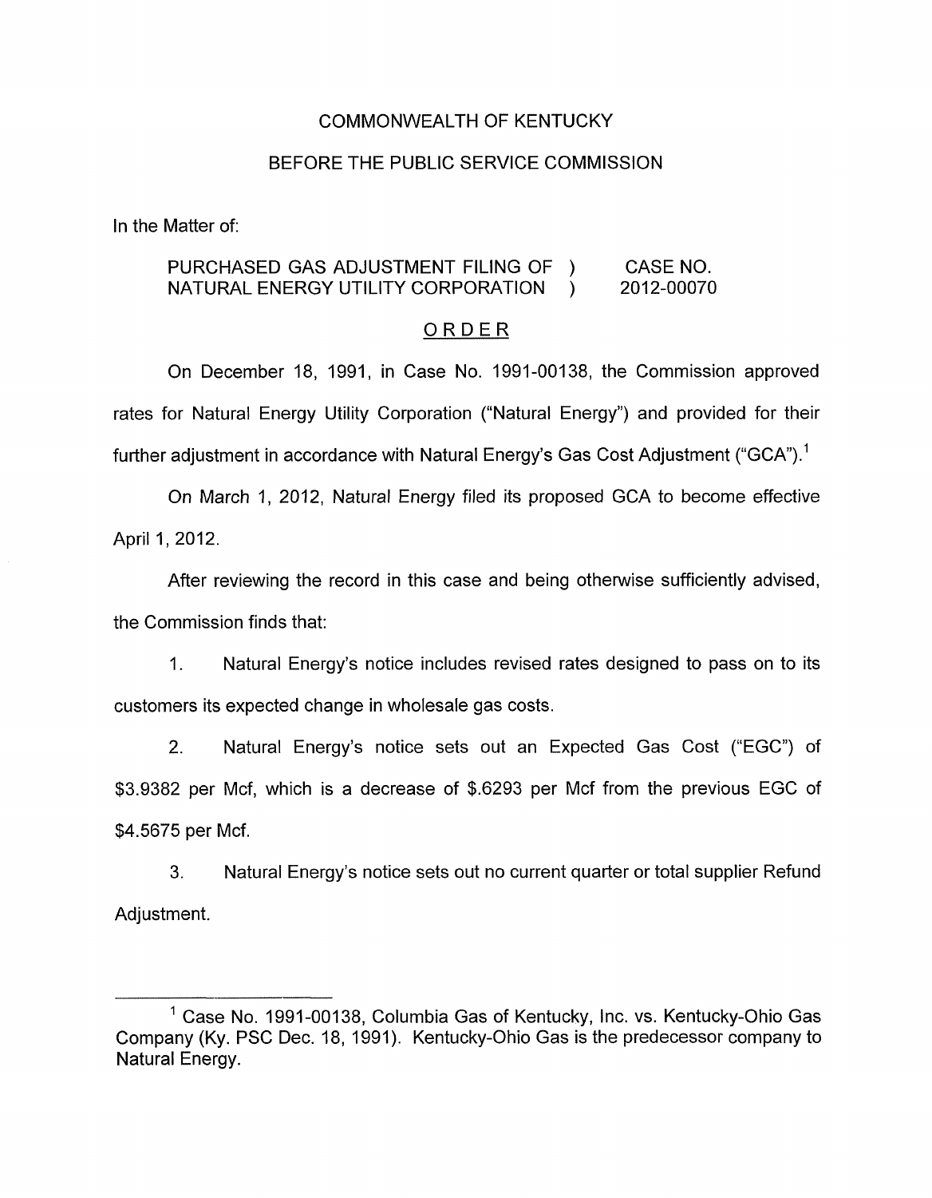COMMONWEALTH OF KENTUCKY

BEFORE THE PUBLIC SERVICE COMMISSION

In the Matter of:

PURCHASED GAS ADJUSTMENT FILING OF ) CASE NO.
NATURAL ENERGY UTILITY CORPORATION ) 2012-00070

## ORDER

On December 18, 1991, in Case No. 1991-00138, the Commission approved rates for Natural Energy Utility Corporation ("Natural Energy") and provided for their further adjustment in accordance with Natural Energy's Gas Cost Adjustment ("GCA").[1]

On March 1, 2012, Natural Energy filed its proposed GCA to become effective April 1, 2012.

After reviewing the record in this case and being otherwise sufficiently advised, the Commission finds that:

1. Natural Energy's notice includes revised rates designed to pass on to its customers its expected change in wholesale gas costs.

2. Natural Energy's notice sets out an Expected Gas Cost ("EGC") of $3.9382 per Mcf, which is a decrease of $.6293 per Mcf from the previous EGC of $4.5675 per Mcf.

3. Natural Energy's notice sets out no current quarter or total supplier Refund Adjustment.

[1] Case No. 1991-00138, Columbia Gas of Kentucky, Inc. vs. Kentucky-Ohio Gas Company (Ky. PSC Dec. 18, 1991). Kentucky-Ohio Gas is the predecessor company to Natural Energy.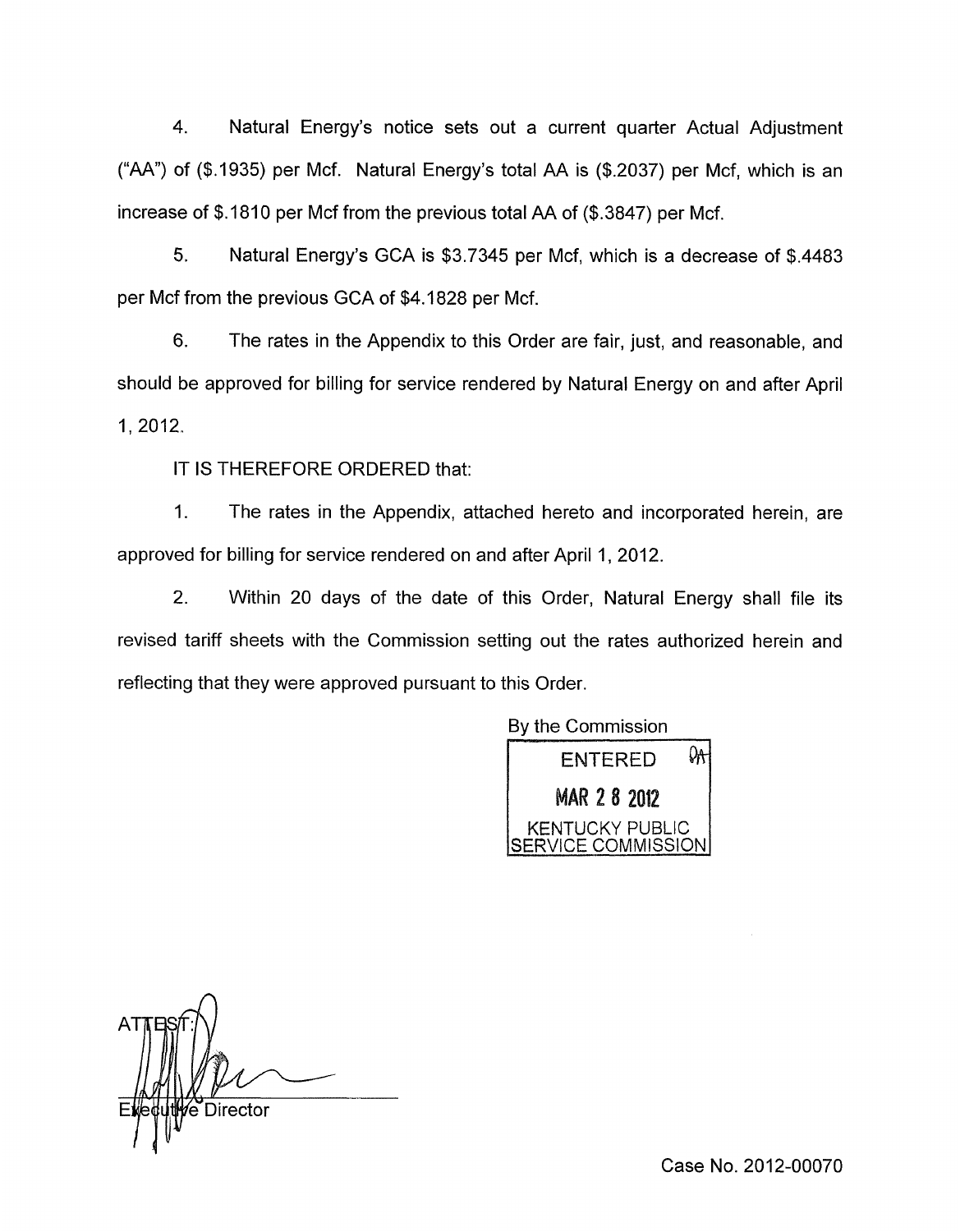4. Natural Energy's notice sets out a current quarter Actual Adjustment ("AA") of ($.1935) per Mcf. Natural Energy's total AA is ($.2037) per Mcf, which is an increase of $.1810 per Mcf from the previous total AA of ($.3847) per Mcf.

5. Natural Energy's GCA is $3.7345 per Mcf, which is a decrease of $.4483 per Mcf from the previous GCA of $4.1828 per Mcf.

6. The rates in the Appendix to this Order are fair, just, and reasonable, and should be approved for billing for service rendered by Natural Energy on and after April 1, 2012.

IT IS THEREFORE ORDERED that:

1. The rates in the Appendix, attached hereto and incorporated herein, are approved for billing for service rendered on and after April 1, 2012.

2. Within 20 days of the date of this Order, Natural Energy shall file its revised tariff sheets with the Commission setting out the rates authorized herein and reflecting that they were approved pursuant to this Order.

By the Commission

ENTERED
MAR 28 2012
KENTUCKY PUBLIC SERVICE COMMISSION

ATTEST:

Executive Director

Case No. 2012-00070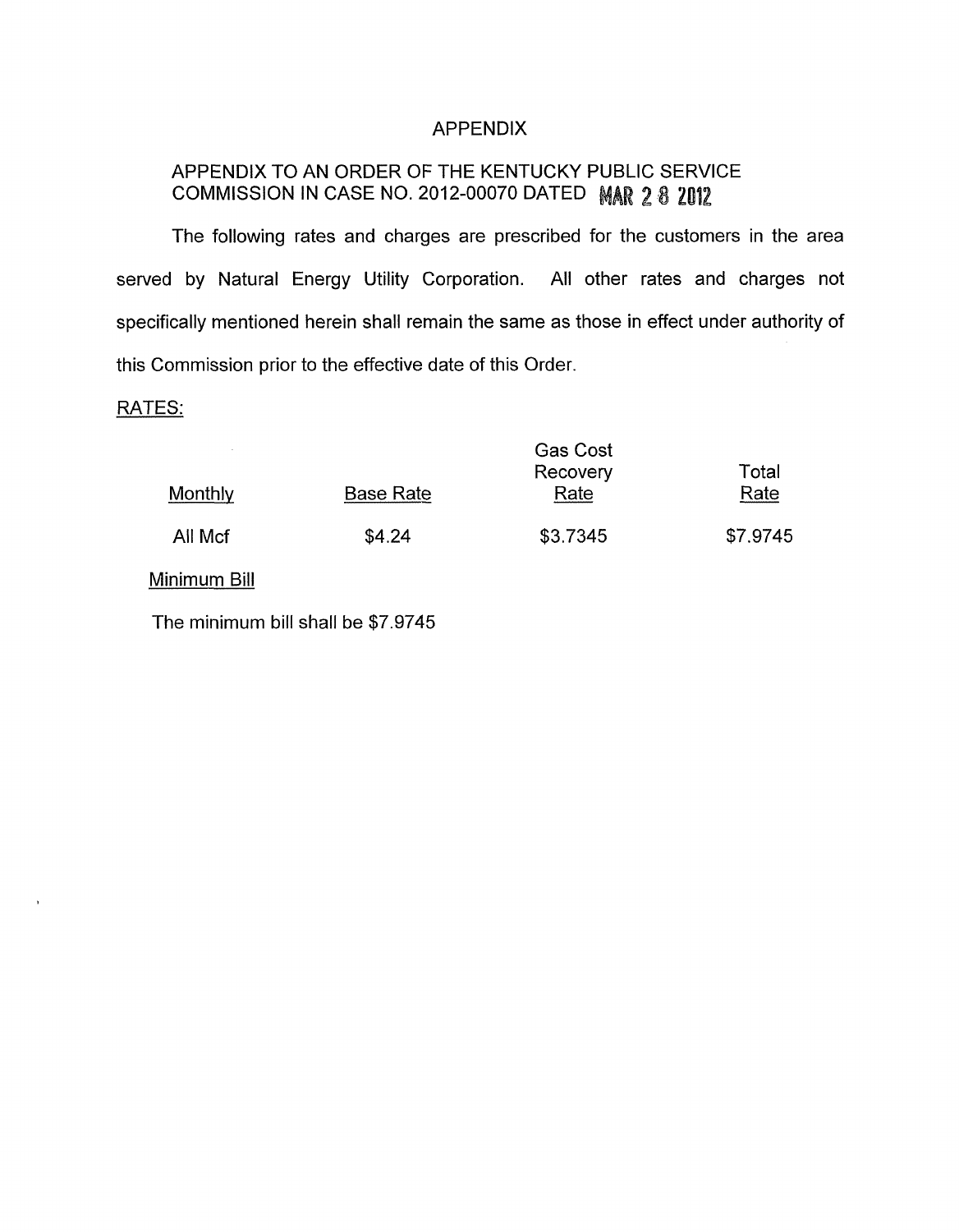# APPENDIX

## APPENDIX TO AN ORDER OF THE KENTUCKY PUBLIC SERVICE COMMISSION IN CASE NO. 2012-00070 DATED MAR 28 2012

The following rates and charges are prescribed for the customers in the area served by Natural Energy Utility Corporation. All other rates and charges not specifically mentioned herein shall remain the same as those in effect under authority of this Commission prior to the effective date of this Order.

RATES:

| Monthly | Base Rate | Gas Cost Recovery Rate | Total Rate |
|---|---|---|---|
| All Mcf | \$4.24 | \$3.7345 | \$7.9745 |

Minimum Bill

The minimum bill shall be \$7.9745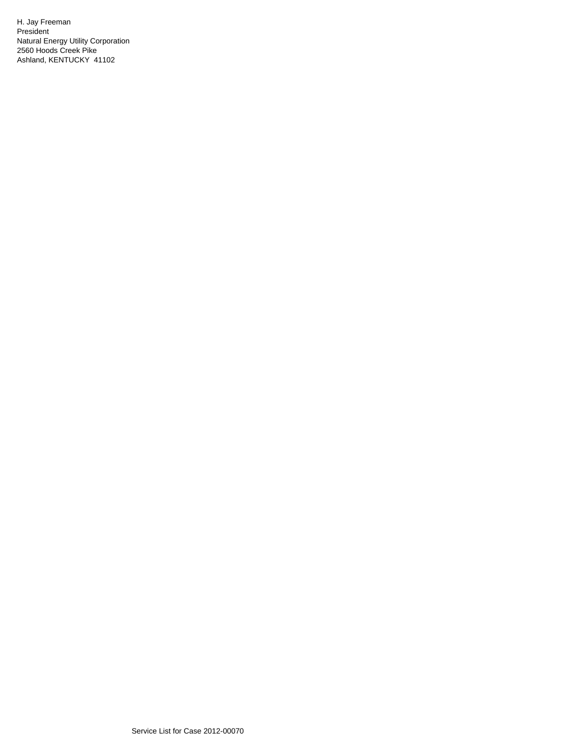H. Jay Freeman
President
Natural Energy Utility Corporation
2560 Hoods Creek Pike
Ashland, KENTUCKY 41102